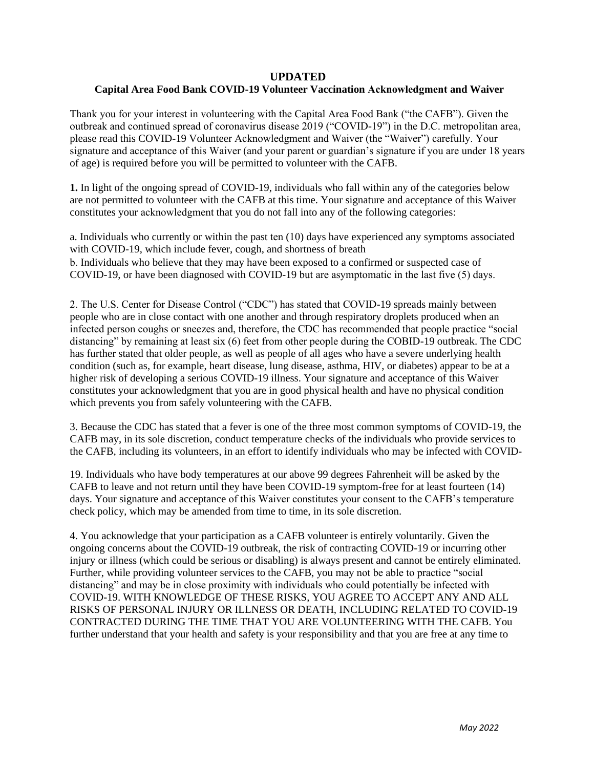# UPDATED

## Capital Area Food Bank COVID-19 Volunteer Vaccination Acknowledgment and Waiver

Thank you for your interest in volunteering with the Capital Area Food Bank ("the CAFB"). Given the outbreak and continued spread of coronavirus disease 2019 ("COVID-19") in the D.C. metropolitan area, please read this COVID-19 Volunteer Acknowledgment and Waiver (the "Waiver") carefully. Your signature and acceptance of this Waiver (and your parent or guardian's signature if you are under 18 years of age) is required before you will be permitted to volunteer with the CAFB.

**1.** In light of the ongoing spread of COVID-19, individuals who fall within any of the categories below are not permitted to volunteer with the CAFB at this time. Your signature and acceptance of this Waiver constitutes your acknowledgment that you do not fall into any of the following categories:

a. Individuals who currently or within the past ten (10) days have experienced any symptoms associated with COVID-19, which include fever, cough, and shortness of breath
b. Individuals who believe that they may have been exposed to a confirmed or suspected case of COVID-19, or have been diagnosed with COVID-19 but are asymptomatic in the last five (5) days.

2. The U.S. Center for Disease Control ("CDC") has stated that COVID-19 spreads mainly between people who are in close contact with one another and through respiratory droplets produced when an infected person coughs or sneezes and, therefore, the CDC has recommended that people practice "social distancing" by remaining at least six (6) feet from other people during the COBID-19 outbreak. The CDC has further stated that older people, as well as people of all ages who have a severe underlying health condition (such as, for example, heart disease, lung disease, asthma, HIV, or diabetes) appear to be at a higher risk of developing a serious COVID-19 illness. Your signature and acceptance of this Waiver constitutes your acknowledgment that you are in good physical health and have no physical condition which prevents you from safely volunteering with the CAFB.

3. Because the CDC has stated that a fever is one of the three most common symptoms of COVID-19, the CAFB may, in its sole discretion, conduct temperature checks of the individuals who provide services to the CAFB, including its volunteers, in an effort to identify individuals who may be infected with COVID-19. Individuals who have body temperatures at our above 99 degrees Fahrenheit will be asked by the CAFB to leave and not return until they have been COVID-19 symptom-free for at least fourteen (14) days. Your signature and acceptance of this Waiver constitutes your consent to the CAFB's temperature check policy, which may be amended from time to time, in its sole discretion.

4. You acknowledge that your participation as a CAFB volunteer is entirely voluntarily. Given the ongoing concerns about the COVID-19 outbreak, the risk of contracting COVID-19 or incurring other injury or illness (which could be serious or disabling) is always present and cannot be entirely eliminated. Further, while providing volunteer services to the CAFB, you may not be able to practice "social distancing" and may be in close proximity with individuals who could potentially be infected with COVID-19. WITH KNOWLEDGE OF THESE RISKS, YOU AGREE TO ACCEPT ANY AND ALL RISKS OF PERSONAL INJURY OR ILLNESS OR DEATH, INCLUDING RELATED TO COVID-19 CONTRACTED DURING THE TIME THAT YOU ARE VOLUNTEERING WITH THE CAFB. You further understand that your health and safety is your responsibility and that you are free at any time to

*May 2022*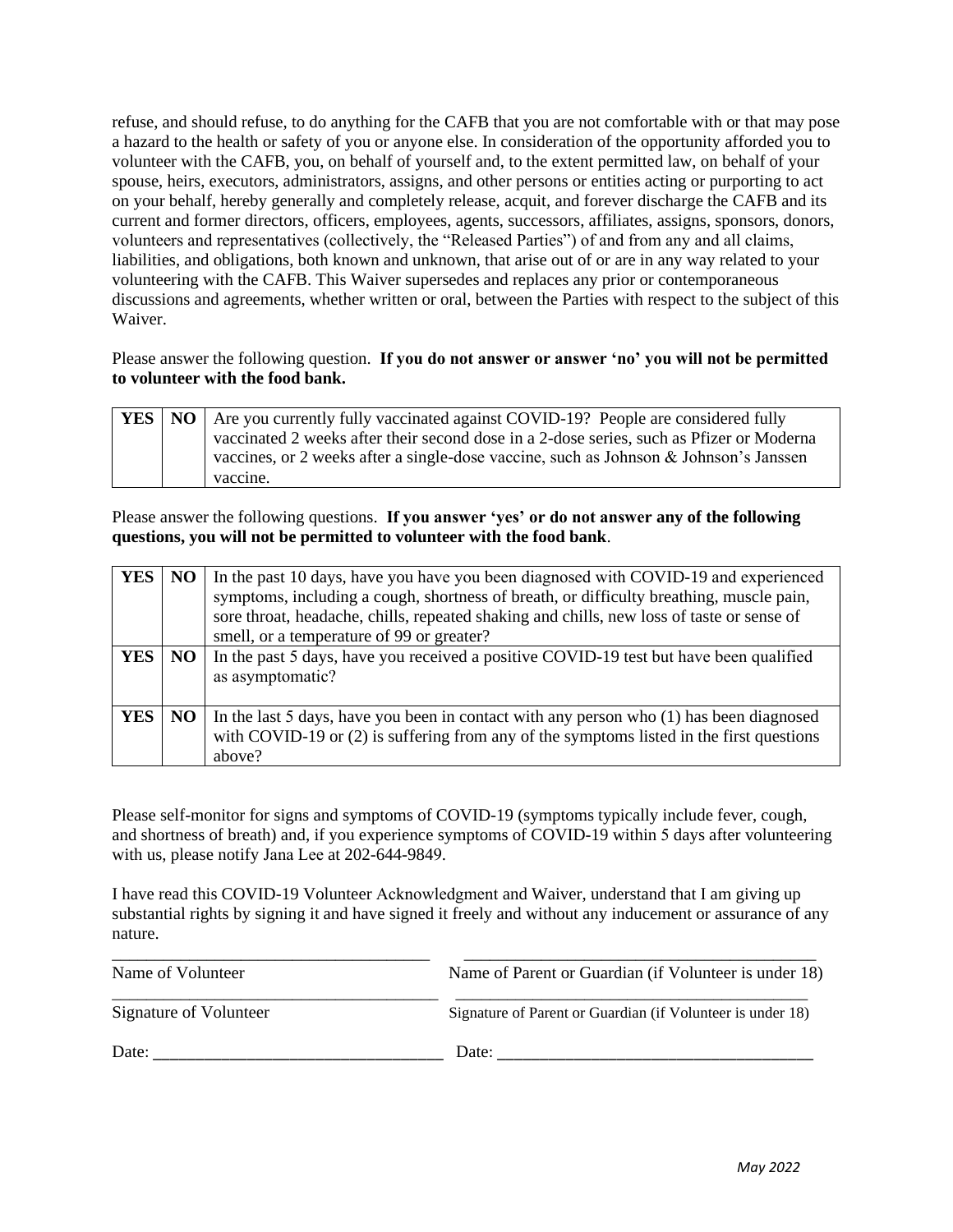refuse, and should refuse, to do anything for the CAFB that you are not comfortable with or that may pose a hazard to the health or safety of you or anyone else. In consideration of the opportunity afforded you to volunteer with the CAFB, you, on behalf of yourself and, to the extent permitted law, on behalf of your spouse, heirs, executors, administrators, assigns, and other persons or entities acting or purporting to act on your behalf, hereby generally and completely release, acquit, and forever discharge the CAFB and its current and former directors, officers, employees, agents, successors, affiliates, assigns, sponsors, donors, volunteers and representatives (collectively, the "Released Parties") of and from any and all claims, liabilities, and obligations, both known and unknown, that arise out of or are in any way related to your volunteering with the CAFB. This Waiver supersedes and replaces any prior or contemporaneous discussions and agreements, whether written or oral, between the Parties with respect to the subject of this Waiver.

Please answer the following question. **If you do not answer or answer 'no' you will not be permitted to volunteer with the food bank.**

| | | |
|---|---|---|
| **YES** | **NO** | Are you currently fully vaccinated against COVID-19? People are considered fully vaccinated 2 weeks after their second dose in a 2-dose series, such as Pfizer or Moderna vaccines, or 2 weeks after a single-dose vaccine, such as Johnson & Johnson's Janssen vaccine. |

Please answer the following questions. **If you answer 'yes' or do not answer any of the following questions, you will not be permitted to volunteer with the food bank**.

| | | |
|---|---|---|
| **YES** | **NO** | In the past 10 days, have you have you been diagnosed with COVID-19 and experienced symptoms, including a cough, shortness of breath, or difficulty breathing, muscle pain, sore throat, headache, chills, repeated shaking and chills, new loss of taste or sense of smell, or a temperature of 99 or greater? |
| **YES** | **NO** | In the past 5 days, have you received a positive COVID-19 test but have been qualified as asymptomatic? |
| **YES** | **NO** | In the last 5 days, have you been in contact with any person who (1) has been diagnosed with COVID-19 or (2) is suffering from any of the symptoms listed in the first questions above? |

Please self-monitor for signs and symptoms of COVID-19 (symptoms typically include fever, cough, and shortness of breath) and, if you experience symptoms of COVID-19 within 5 days after volunteering with us, please notify Jana Lee at 202-644-9849.

I have read this COVID-19 Volunteer Acknowledgment and Waiver, understand that I am giving up substantial rights by signing it and have signed it freely and without any inducement or assurance of any nature.

\_\_\_\_\_\_\_\_\_\_\_\_\_\_\_\_\_\_\_\_\_\_\_\_\_\_\_\_\_\_\_\_\_\_\_\_\_ &nbsp;&nbsp; \_\_\_\_\_\_\_\_\_\_\_\_\_\_\_\_\_\_\_\_\_\_\_\_\_\_\_\_\_\_\_\_\_\_\_\_\_\_\_\_\_

Name of Volunteer &nbsp;&nbsp; Name of Parent or Guardian (if Volunteer is under 18)

\_\_\_\_\_\_\_\_\_\_\_\_\_\_\_\_\_\_\_\_\_\_\_\_\_\_\_\_\_\_\_\_\_\_\_\_\_ &nbsp;&nbsp; \_\_\_\_\_\_\_\_\_\_\_\_\_\_\_\_\_\_\_\_\_\_\_\_\_\_\_\_\_\_\_\_\_\_\_\_\_\_\_\_\_

Signature of Volunteer &nbsp;&nbsp; Signature of Parent or Guardian (if Volunteer is under 18)

Date: \_\_\_\_\_\_\_\_\_\_\_\_\_\_\_\_\_\_\_\_\_\_\_\_\_\_\_\_\_\_\_\_\_ &nbsp;&nbsp; Date: \_\_\_\_\_\_\_\_\_\_\_\_\_\_\_\_\_\_\_\_\_\_\_\_\_\_\_\_\_\_\_\_\_\_\_\_\_

*May 2022*